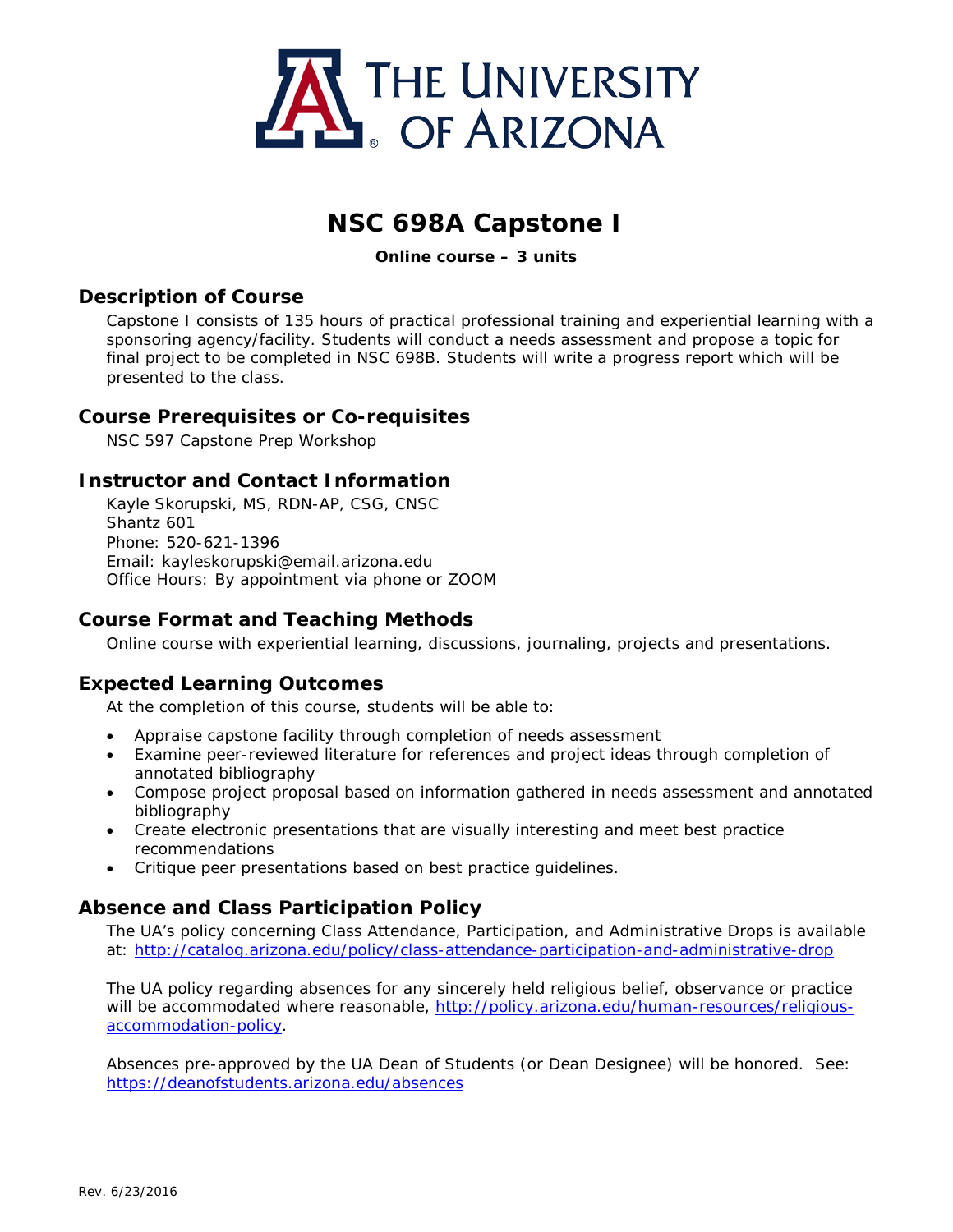# NSC 698A Capstone I

**Online course – 3 units**

## Description of Course

Capstone I consists of 135 hours of practical professional training and experiential learning with a sponsoring agency/facility. Students will conduct a needs assessment and propose a topic for final project to be completed in NSC 698B. Students will write a progress report which will be presented to the class.

## Course Prerequisites or Co-requisites

NSC 597 Capstone Prep Workshop

## Instructor and Contact Information

Kayle Skorupski, MS, RDN-AP, CSG, CNSC
Shantz 601
Phone: 520-621-1396
Email: kayleskorupski@email.arizona.edu
Office Hours: By appointment via phone or ZOOM

## Course Format and Teaching Methods

Online course with experiential learning, discussions, journaling, projects and presentations.

## Expected Learning Outcomes

At the completion of this course, students will be able to:

- Appraise capstone facility through completion of needs assessment
- Examine peer-reviewed literature for references and project ideas through completion of annotated bibliography
- Compose project proposal based on information gathered in needs assessment and annotated bibliography
- Create electronic presentations that are visually interesting and meet best practice recommendations
- Critique peer presentations based on best practice guidelines.

## Absence and Class Participation Policy

The UA's policy concerning Class Attendance, Participation, and Administrative Drops is available at: http://catalog.arizona.edu/policy/class-attendance-participation-and-administrative-drop

The UA policy regarding absences for any sincerely held religious belief, observance or practice will be accommodated where reasonable, http://policy.arizona.edu/human-resources/religious-accommodation-policy.

Absences pre-approved by the UA Dean of Students (or Dean Designee) will be honored. See: https://deanofstudents.arizona.edu/absences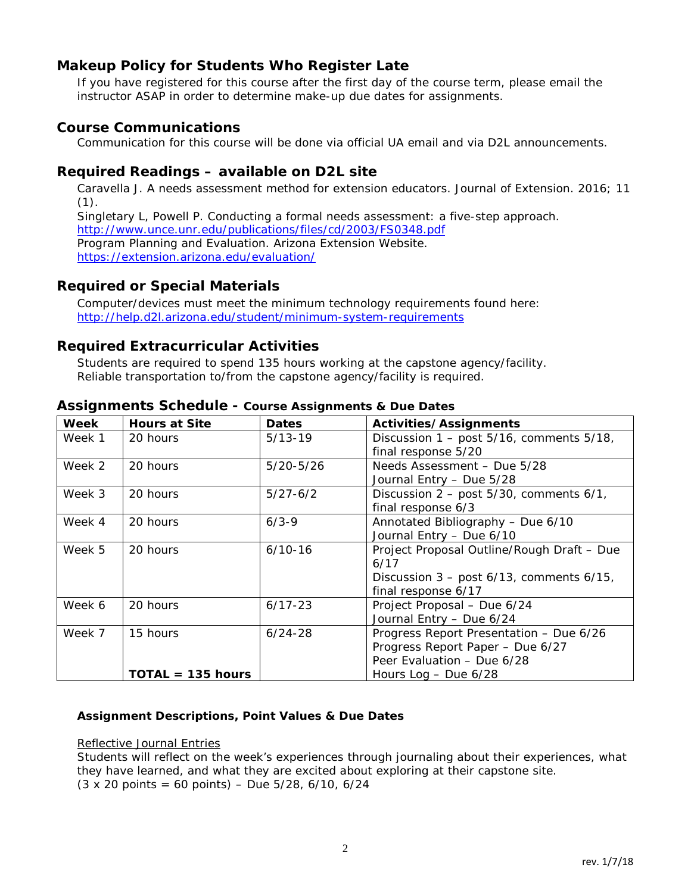## Makeup Policy for Students Who Register Late

If you have registered for this course after the first day of the course term, please email the instructor ASAP in order to determine make-up due dates for assignments.

## Course Communications

Communication for this course will be done via official UA email and via D2L announcements.

## Required Readings – available on D2L site

Caravella J. A needs assessment method for extension educators. Journal of Extension. 2016; 11 (1).
Singletary L, Powell P. Conducting a formal needs assessment: a five-step approach. http://www.unce.unr.edu/publications/files/cd/2003/FS0348.pdf
Program Planning and Evaluation. Arizona Extension Website. https://extension.arizona.edu/evaluation/

## Required or Special Materials

Computer/devices must meet the minimum technology requirements found here: http://help.d2l.arizona.edu/student/minimum-system-requirements

## Required Extracurricular Activities

Students are required to spend 135 hours working at the capstone agency/facility. Reliable transportation to/from the capstone agency/facility is required.

## Assignments Schedule - Course Assignments & Due Dates

| Week | Hours at Site | Dates | Activities/Assignments |
|---|---|---|---|
| Week 1 | 20 hours | 5/13-19 | Discussion 1 – post 5/16, comments 5/18, final response 5/20 |
| Week 2 | 20 hours | 5/20-5/26 | Needs Assessment – Due 5/28<br>Journal Entry – Due 5/28 |
| Week 3 | 20 hours | 5/27-6/2 | Discussion 2 – post 5/30, comments 6/1, final response 6/3 |
| Week 4 | 20 hours | 6/3-9 | Annotated Bibliography – Due 6/10<br>Journal Entry – Due 6/10 |
| Week 5 | 20 hours | 6/10-16 | Project Proposal Outline/Rough Draft – Due 6/17<br>Discussion 3 – post 6/13, comments 6/15, final response 6/17 |
| Week 6 | 20 hours | 6/17-23 | Project Proposal – Due 6/24<br>Journal Entry – Due 6/24 |
| Week 7 | 15 hours<br><br><br>**TOTAL = 135 hours** | 6/24-28 | Progress Report Presentation – Due 6/26<br>Progress Report Paper – Due 6/27<br>Peer Evaluation – Due 6/28<br>Hours Log – Due 6/28 |

### Assignment Descriptions, Point Values & Due Dates

<u>Reflective Journal Entries</u>

Students will reflect on the week's experiences through journaling about their experiences, what they have learned, and what they are excited about exploring at their capstone site.
(3 x 20 points = 60 points) – Due 5/28, 6/10, 6/24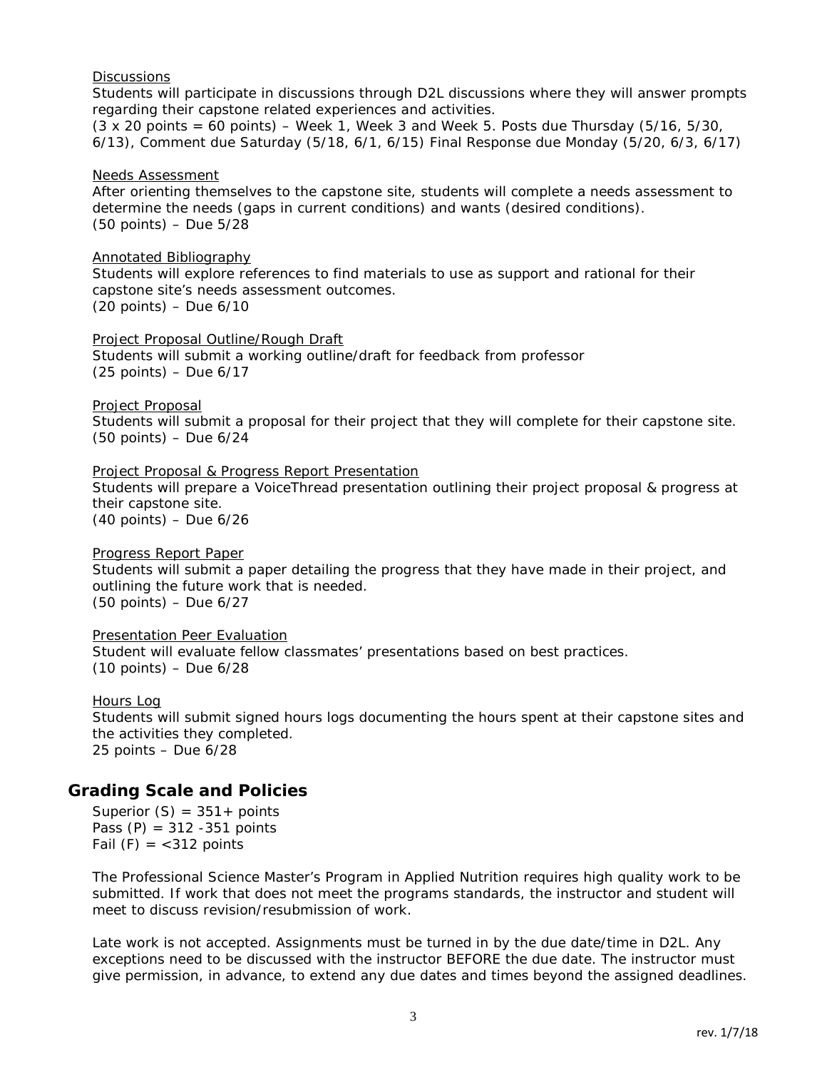Discussions

Students will participate in discussions through D2L discussions where they will answer prompts regarding their capstone related experiences and activities.

(3 x 20 points = 60 points) – Week 1, Week 3 and Week 5. Posts due Thursday (5/16, 5/30, 6/13), Comment due Saturday (5/18, 6/1, 6/15) Final Response due Monday (5/20, 6/3, 6/17)

Needs Assessment

After orienting themselves to the capstone site, students will complete a needs assessment to determine the needs (gaps in current conditions) and wants (desired conditions).

(50 points) – Due 5/28

Annotated Bibliography

Students will explore references to find materials to use as support and rational for their capstone site's needs assessment outcomes.

(20 points) – Due 6/10

Project Proposal Outline/Rough Draft

Students will submit a working outline/draft for feedback from professor

(25 points) – Due 6/17

Project Proposal

Students will submit a proposal for their project that they will complete for their capstone site.

(50 points) – Due 6/24

Project Proposal & Progress Report Presentation

Students will prepare a VoiceThread presentation outlining their project proposal & progress at their capstone site.

(40 points) – Due 6/26

Progress Report Paper

Students will submit a paper detailing the progress that they have made in their project, and outlining the future work that is needed.

(50 points) – Due 6/27

Presentation Peer Evaluation

Student will evaluate fellow classmates' presentations based on best practices.

(10 points) – Due 6/28

Hours Log

Students will submit signed hours logs documenting the hours spent at their capstone sites and the activities they completed.

25 points – Due 6/28

## Grading Scale and Policies

Superior (S) = 351+ points
Pass (P) = 312 -351 points
Fail (F) = <312 points

The Professional Science Master's Program in Applied Nutrition requires high quality work to be submitted. If work that does not meet the programs standards, the instructor and student will meet to discuss revision/resubmission of work.

Late work is not accepted. Assignments must be turned in by the due date/time in D2L. Any exceptions need to be discussed with the instructor BEFORE the due date. The instructor must give permission, in advance, to extend any due dates and times beyond the assigned deadlines.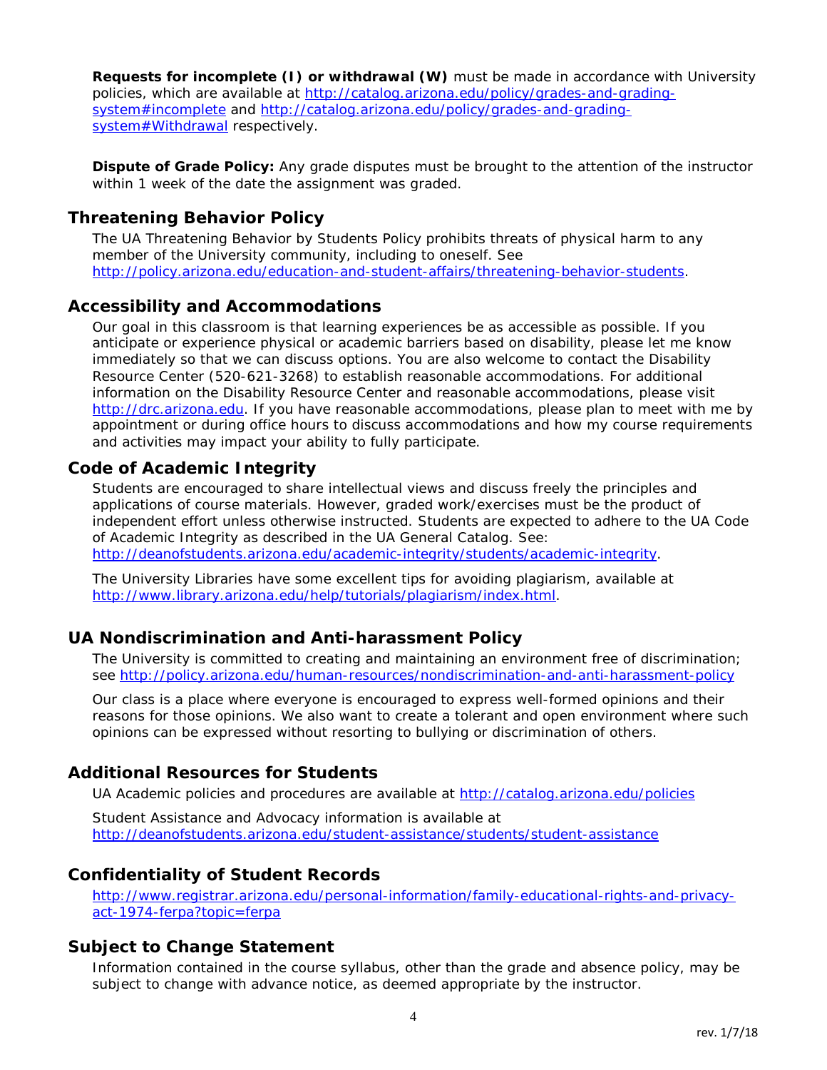**Requests for incomplete (I) or withdrawal (W)** must be made in accordance with University policies, which are available at http://catalog.arizona.edu/policy/grades-and-grading-system#incomplete and http://catalog.arizona.edu/policy/grades-and-grading-system#Withdrawal respectively.

**Dispute of Grade Policy:** Any grade disputes must be brought to the attention of the instructor within 1 week of the date the assignment was graded.

## Threatening Behavior Policy

The UA Threatening Behavior by Students Policy prohibits threats of physical harm to any member of the University community, including to oneself. See http://policy.arizona.edu/education-and-student-affairs/threatening-behavior-students.

## Accessibility and Accommodations

Our goal in this classroom is that learning experiences be as accessible as possible. If you anticipate or experience physical or academic barriers based on disability, please let me know immediately so that we can discuss options. You are also welcome to contact the Disability Resource Center (520-621-3268) to establish reasonable accommodations. For additional information on the Disability Resource Center and reasonable accommodations, please visit http://drc.arizona.edu. If you have reasonable accommodations, please plan to meet with me by appointment or during office hours to discuss accommodations and how my course requirements and activities may impact your ability to fully participate.

## Code of Academic Integrity

Students are encouraged to share intellectual views and discuss freely the principles and applications of course materials. However, graded work/exercises must be the product of independent effort unless otherwise instructed. Students are expected to adhere to the UA Code of Academic Integrity as described in the UA General Catalog. See: http://deanofstudents.arizona.edu/academic-integrity/students/academic-integrity.

The University Libraries have some excellent tips for avoiding plagiarism, available at http://www.library.arizona.edu/help/tutorials/plagiarism/index.html.

## UA Nondiscrimination and Anti-harassment Policy

The University is committed to creating and maintaining an environment free of discrimination; see http://policy.arizona.edu/human-resources/nondiscrimination-and-anti-harassment-policy

Our class is a place where everyone is encouraged to express well-formed opinions and their reasons for those opinions. We also want to create a tolerant and open environment where such opinions can be expressed without resorting to bullying or discrimination of others.

## Additional Resources for Students

UA Academic policies and procedures are available at http://catalog.arizona.edu/policies

Student Assistance and Advocacy information is available at http://deanofstudents.arizona.edu/student-assistance/students/student-assistance

## Confidentiality of Student Records

http://www.registrar.arizona.edu/personal-information/family-educational-rights-and-privacy-act-1974-ferpa?topic=ferpa

## Subject to Change Statement

Information contained in the course syllabus, other than the grade and absence policy, may be subject to change with advance notice, as deemed appropriate by the instructor.

rev. 1/7/18